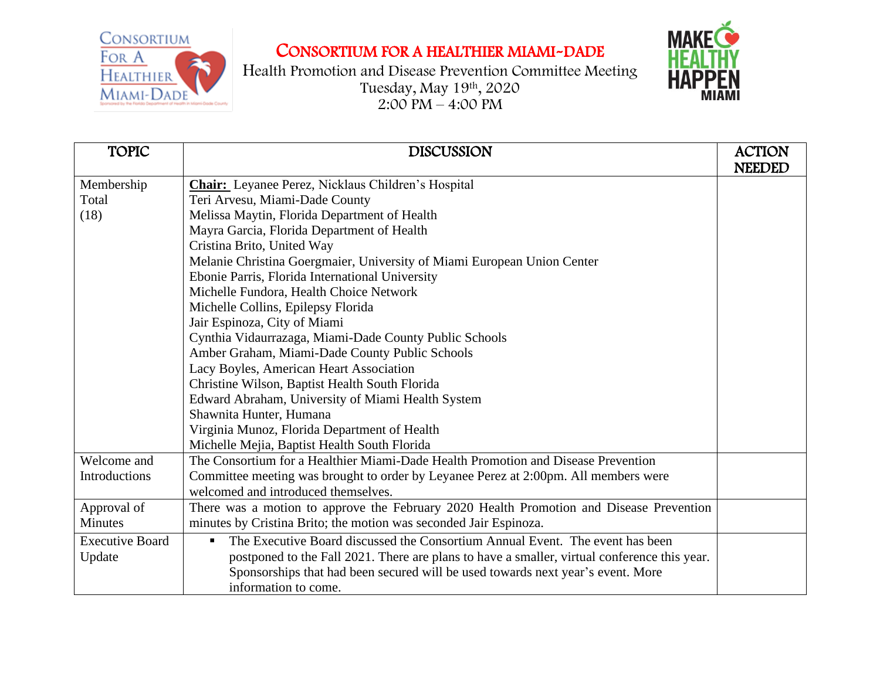# CONSORTIUM FOR A HEALTHIER MIAMI-DADE

Health Promotion and Disease Prevention Committee Meeting
Tuesday, May 19th, 2020
2:00 PM – 4:00 PM

| TOPIC | DISCUSSION | ACTION NEEDED |
|---|---|---|
| Membership Total (18) | **Chair:** Leyanee Perez, Nicklaus Children's Hospital<br>Teri Arvesu, Miami-Dade County<br>Melissa Maytin, Florida Department of Health<br>Mayra Garcia, Florida Department of Health<br>Cristina Brito, United Way<br>Melanie Christina Goergmaier, University of Miami European Union Center<br>Ebonie Parris, Florida International University<br>Michelle Fundora, Health Choice Network<br>Michelle Collins, Epilepsy Florida<br>Jair Espinoza, City of Miami<br>Cynthia Vidaurrazaga, Miami-Dade County Public Schools<br>Amber Graham, Miami-Dade County Public Schools<br>Lacy Boyles, American Heart Association<br>Christine Wilson, Baptist Health South Florida<br>Edward Abraham, University of Miami Health System<br>Shawnita Hunter, Humana<br>Virginia Munoz, Florida Department of Health<br>Michelle Mejia, Baptist Health South Florida | |
| Welcome and Introductions | The Consortium for a Healthier Miami-Dade Health Promotion and Disease Prevention Committee meeting was brought to order by Leyanee Perez at 2:00pm. All members were welcomed and introduced themselves. | |
| Approval of Minutes | There was a motion to approve the February 2020 Health Promotion and Disease Prevention minutes by Cristina Brito; the motion was seconded Jair Espinoza. | |
| Executive Board Update | ▪ The Executive Board discussed the Consortium Annual Event. The event has been postponed to the Fall 2021. There are plans to have a smaller, virtual conference this year. Sponsorships that had been secured will be used towards next year's event. More information to come. | |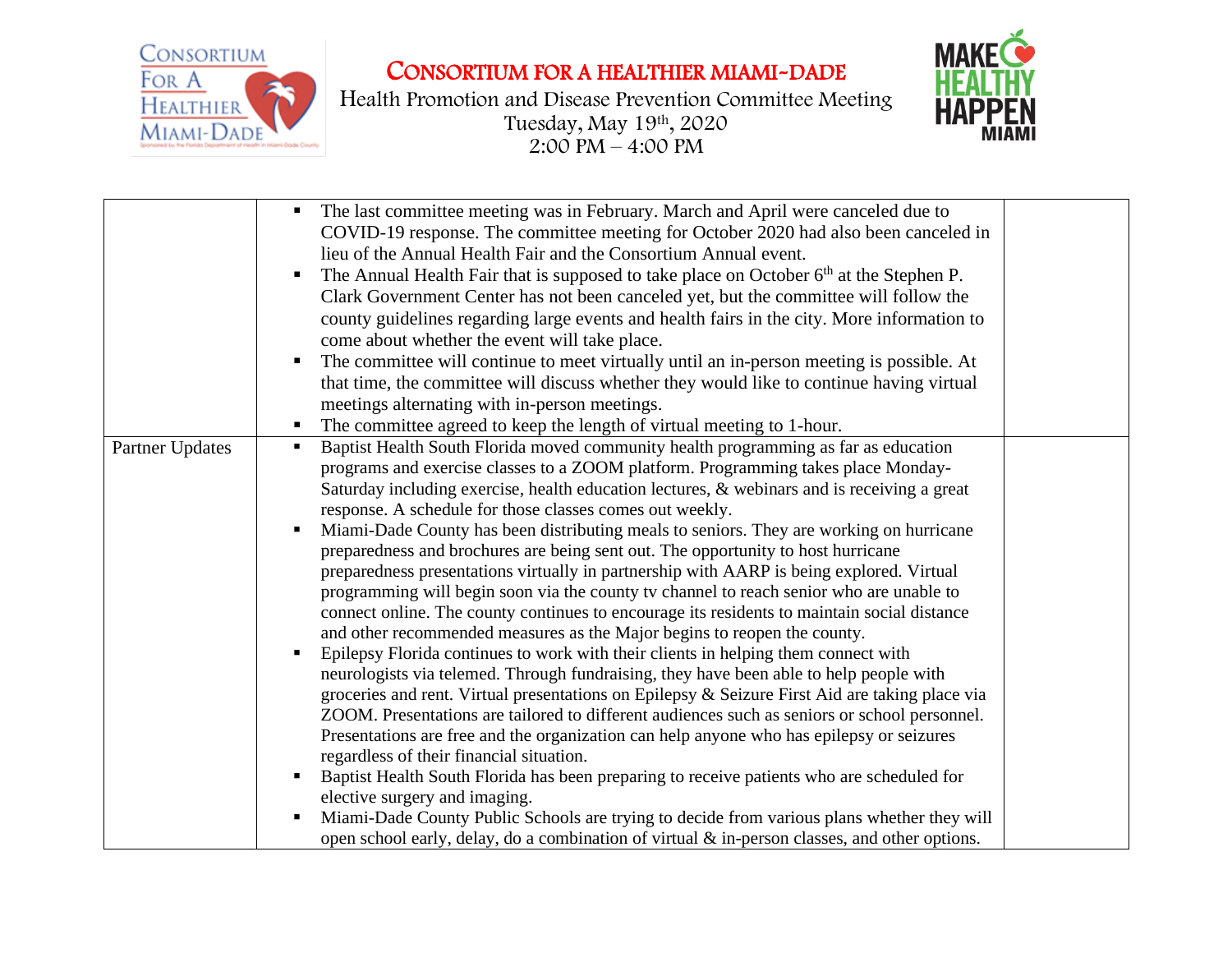# Consortium for a Healthier Miami-Dade

Health Promotion and Disease Prevention Committee Meeting
Tuesday, May 19th, 2020
2:00 PM – 4:00 PM

| | | |
|---|---|---|
| | ▪ The last committee meeting was in February. March and April were canceled due to COVID-19 response. The committee meeting for October 2020 had also been canceled in lieu of the Annual Health Fair and the Consortium Annual event.<br>▪ The Annual Health Fair that is supposed to take place on October 6th at the Stephen P. Clark Government Center has not been canceled yet, but the committee will follow the county guidelines regarding large events and health fairs in the city. More information to come about whether the event will take place.<br>▪ The committee will continue to meet virtually until an in-person meeting is possible. At that time, the committee will discuss whether they would like to continue having virtual meetings alternating with in-person meetings.<br>▪ The committee agreed to keep the length of virtual meeting to 1-hour. | |
| Partner Updates | ▪ Baptist Health South Florida moved community health programming as far as education programs and exercise classes to a ZOOM platform. Programming takes place Monday-Saturday including exercise, health education lectures, & webinars and is receiving a great response. A schedule for those classes comes out weekly.<br>▪ Miami-Dade County has been distributing meals to seniors. They are working on hurricane preparedness and brochures are being sent out. The opportunity to host hurricane preparedness presentations virtually in partnership with AARP is being explored. Virtual programming will begin soon via the county tv channel to reach senior who are unable to connect online. The county continues to encourage its residents to maintain social distance and other recommended measures as the Major begins to reopen the county.<br>▪ Epilepsy Florida continues to work with their clients in helping them connect with neurologists via telemed. Through fundraising, they have been able to help people with groceries and rent. Virtual presentations on Epilepsy & Seizure First Aid are taking place via ZOOM. Presentations are tailored to different audiences such as seniors or school personnel. Presentations are free and the organization can help anyone who has epilepsy or seizures regardless of their financial situation.<br>▪ Baptist Health South Florida has been preparing to receive patients who are scheduled for elective surgery and imaging.<br>▪ Miami-Dade County Public Schools are trying to decide from various plans whether they will open school early, delay, do a combination of virtual & in-person classes, and other options. | |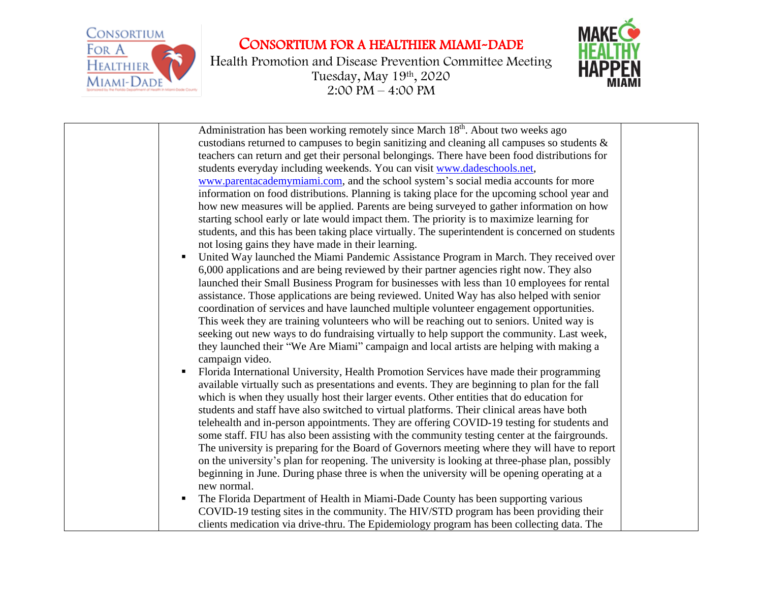| | | |
|---|---|---|
| | Administration has been working remotely since March 18th. About two weeks ago custodians returned to campuses to begin sanitizing and cleaning all campuses so students & teachers can return and get their personal belongings. There have been food distributions for students everyday including weekends. You can visit www.dadeschools.net, www.parentacademymiami.com, and the school system's social media accounts for more information on food distributions. Planning is taking place for the upcoming school year and how new measures will be applied. Parents are being surveyed to gather information on how starting school early or late would impact them. The priority is to maximize learning for students, and this has been taking place virtually. The superintendent is concerned on students not losing gains they have made in their learning.<br>▪ United Way launched the Miami Pandemic Assistance Program in March. They received over 6,000 applications and are being reviewed by their partner agencies right now. They also launched their Small Business Program for businesses with less than 10 employees for rental assistance. Those applications are being reviewed. United Way has also helped with senior coordination of services and have launched multiple volunteer engagement opportunities. This week they are training volunteers who will be reaching out to seniors. United way is seeking out new ways to do fundraising virtually to help support the community. Last week, they launched their "We Are Miami" campaign and local artists are helping with making a campaign video.<br>▪ Florida International University, Health Promotion Services have made their programming available virtually such as presentations and events. They are beginning to plan for the fall which is when they usually host their larger events. Other entities that do education for students and staff have also switched to virtual platforms. Their clinical areas have both telehealth and in-person appointments. They are offering COVID-19 testing for students and some staff. FIU has also been assisting with the community testing center at the fairgrounds. The university is preparing for the Board of Governors meeting where they will have to report on the university's plan for reopening. The university is looking at three-phase plan, possibly beginning in June. During phase three is when the university will be opening operating at a new normal.<br>▪ The Florida Department of Health in Miami-Dade County has been supporting various COVID-19 testing sites in the community. The HIV/STD program has been providing their clients medication via drive-thru. The Epidemiology program has been collecting data. The | |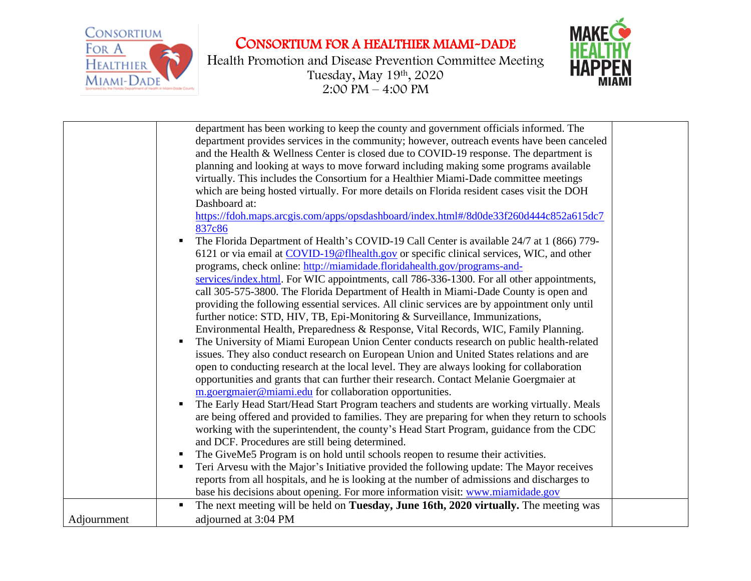| | | |
|---|---|---|
| | department has been working to keep the county and government officials informed. The department provides services in the community; however, outreach events have been canceled and the Health & Wellness Center is closed due to COVID-19 response. The department is planning and looking at ways to move forward including making some programs available virtually. This includes the Consortium for a Healthier Miami-Dade committee meetings which are being hosted virtually. For more details on Florida resident cases visit the DOH Dashboard at: https://fdoh.maps.arcgis.com/apps/opsdashboard/index.html#/8d0de33f260d444c852a615dc7837c86 <br>▪ The Florida Department of Health's COVID-19 Call Center is available 24/7 at 1 (866) 779-6121 or via email at COVID-19@flhealth.gov or specific clinical services, WIC, and other programs, check online: http://miamidade.floridahealth.gov/programs-and-services/index.html. For WIC appointments, call 786-336-1300. For all other appointments, call 305-575-3800. The Florida Department of Health in Miami-Dade County is open and providing the following essential services. All clinic services are by appointment only until further notice: STD, HIV, TB, Epi-Monitoring & Surveillance, Immunizations, Environmental Health, Preparedness & Response, Vital Records, WIC, Family Planning. <br>▪ The University of Miami European Union Center conducts research on public health-related issues. They also conduct research on European Union and United States relations and are open to conducting research at the local level. They are always looking for collaboration opportunities and grants that can further their research. Contact Melanie Goergmaier at m.goergmaier@miami.edu for collaboration opportunities. <br>▪ The Early Head Start/Head Start Program teachers and students are working virtually. Meals are being offered and provided to families. They are preparing for when they return to schools working with the superintendent, the county's Head Start Program, guidance from the CDC and DCF. Procedures are still being determined. <br>▪ The GiveMe5 Program is on hold until schools reopen to resume their activities. <br>▪ Teri Arvesu with the Major's Initiative provided the following update: The Mayor receives reports from all hospitals, and he is looking at the number of admissions and discharges to base his decisions about opening. For more information visit: www.miamidade.gov | |
| Adjournment | ▪ The next meeting will be held on **Tuesday, June 16th, 2020 virtually.** The meeting was adjourned at 3:04 PM | |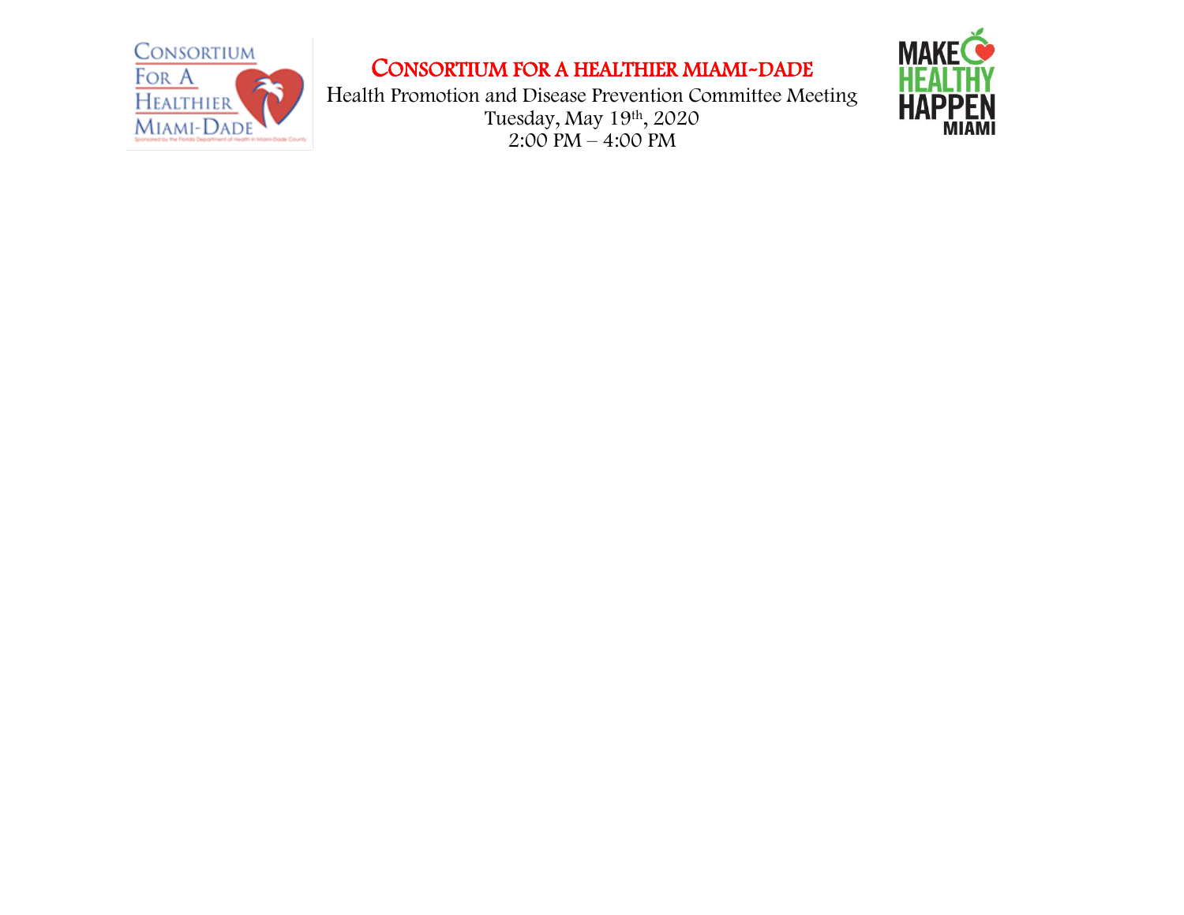# CONSORTIUM FOR A HEALTHIER MIAMI-DADE

Health Promotion and Disease Prevention Committee Meeting

Tuesday, May 19th, 2020

2:00 PM – 4:00 PM